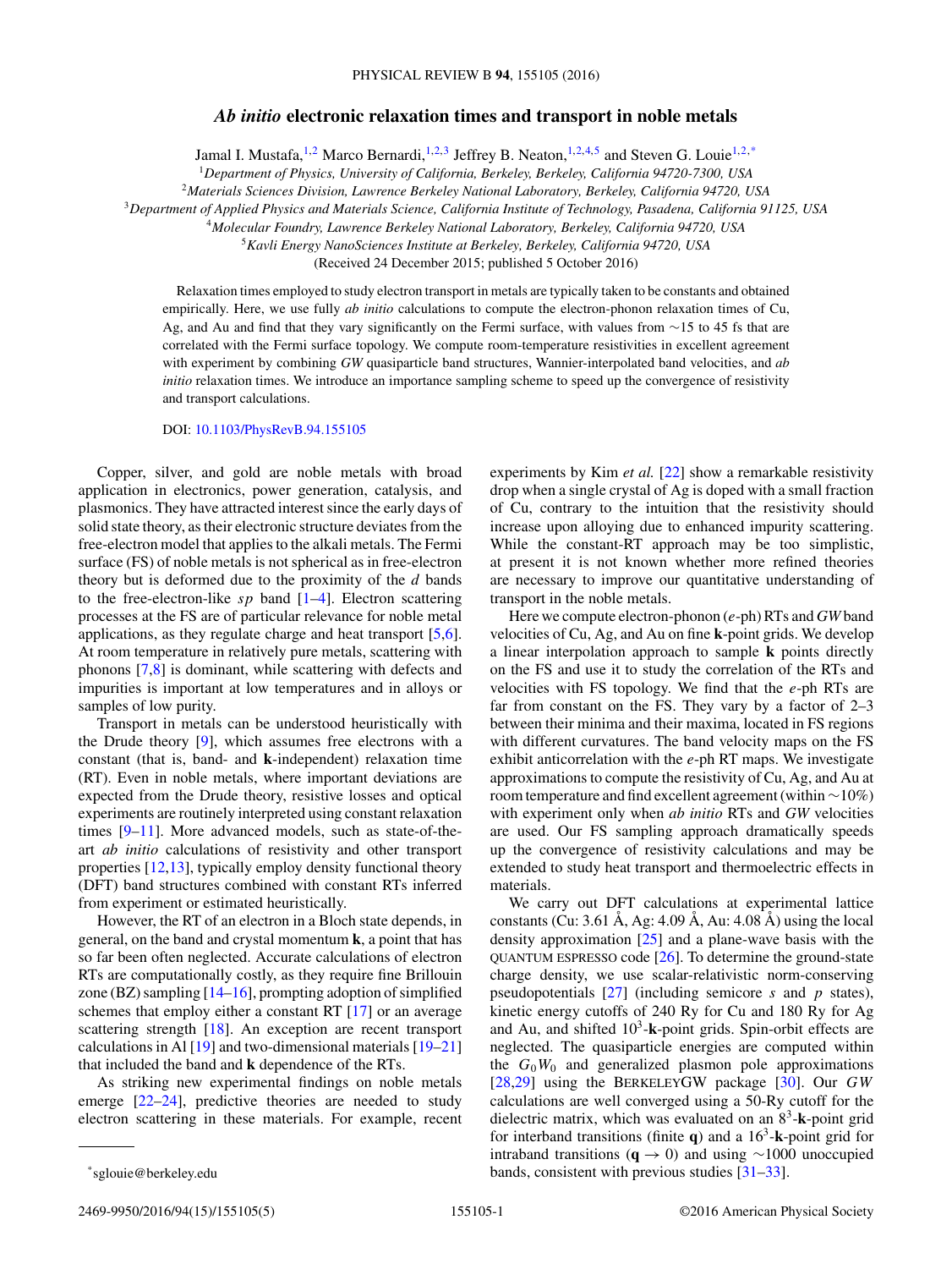# *Ab initio* electronic relaxation times and transport in noble metals

Jamal I. Mustafa,[1,2] Marco Bernardi,[1,2,3] Jeffrey B. Neaton,[1,2,4,5] and Steven G. Louie[1,2,*]

[1]*Department of Physics, University of California, Berkeley, Berkeley, California 94720-7300, USA*
[2]*Materials Sciences Division, Lawrence Berkeley National Laboratory, Berkeley, California 94720, USA*
[3]*Department of Applied Physics and Materials Science, California Institute of Technology, Pasadena, California 91125, USA*
[4]*Molecular Foundry, Lawrence Berkeley National Laboratory, Berkeley, California 94720, USA*
[5]*Kavli Energy NanoSciences Institute at Berkeley, Berkeley, California 94720, USA*

(Received 24 December 2015; published 5 October 2016)

Relaxation times employed to study electron transport in metals are typically taken to be constants and obtained empirically. Here, we use fully *ab initio* calculations to compute the electron-phonon relaxation times of Cu, Ag, and Au and find that they vary significantly on the Fermi surface, with values from ∼15 to 45 fs that are correlated with the Fermi surface topology. We compute room-temperature resistivities in excellent agreement with experiment by combining *GW* quasiparticle band structures, Wannier-interpolated band velocities, and *ab initio* relaxation times. We introduce an importance sampling scheme to speed up the convergence of resistivity and transport calculations.

DOI: 10.1103/PhysRevB.94.155105

Copper, silver, and gold are noble metals with broad application in electronics, power generation, catalysis, and plasmonics. They have attracted interest since the early days of solid state theory, as their electronic structure deviates from the free-electron model that applies to the alkali metals. The Fermi surface (FS) of noble metals is not spherical as in free-electron theory but is deformed due to the proximity of the *d* bands to the free-electron-like *sp* band [1–4]. Electron scattering processes at the FS are of particular relevance for noble metal applications, as they regulate charge and heat transport [5,6]. At room temperature in relatively pure metals, scattering with phonons [7,8] is dominant, while scattering with defects and impurities is important at low temperatures and in alloys or samples of low purity.

Transport in metals can be understood heuristically with the Drude theory [9], which assumes free electrons with a constant (that is, band- and **k**-independent) relaxation time (RT). Even in noble metals, where important deviations are expected from the Drude theory, resistive losses and optical experiments are routinely interpreted using constant relaxation times [9–11]. More advanced models, such as state-of-the-art *ab initio* calculations of resistivity and other transport properties [12,13], typically employ density functional theory (DFT) band structures combined with constant RTs inferred from experiment or estimated heuristically.

However, the RT of an electron in a Bloch state depends, in general, on the band and crystal momentum **k**, a point that has so far been often neglected. Accurate calculations of electron RTs are computationally costly, as they require fine Brillouin zone (BZ) sampling [14–16], prompting adoption of simplified schemes that employ either a constant RT [17] or an average scattering strength [18]. An exception are recent transport calculations in Al [19] and two-dimensional materials [19–21] that included the band and **k** dependence of the RTs.

As striking new experimental findings on noble metals emerge [22–24], predictive theories are needed to study electron scattering in these materials. For example, recent experiments by Kim *et al.* [22] show a remarkable resistivity drop when a single crystal of Ag is doped with a small fraction of Cu, contrary to the intuition that the resistivity should increase upon alloying due to enhanced impurity scattering. While the constant-RT approach may be too simplistic, at present it is not known whether more refined theories are necessary to improve our quantitative understanding of transport in the noble metals.

Here we compute electron-phonon (*e*-ph) RTs and *GW* band velocities of Cu, Ag, and Au on fine **k**-point grids. We develop a linear interpolation approach to sample **k** points directly on the FS and use it to study the correlation of the RTs and velocities with FS topology. We find that the *e*-ph RTs are far from constant on the FS. They vary by a factor of 2–3 between their minima and their maxima, located in FS regions with different curvatures. The band velocity maps on the FS exhibit anticorrelation with the *e*-ph RT maps. We investigate approximations to compute the resistivity of Cu, Ag, and Au at room temperature and find excellent agreement (within ∼10%) with experiment only when *ab initio* RTs and *GW* velocities are used. Our FS sampling approach dramatically speeds up the convergence of resistivity calculations and may be extended to study heat transport and thermoelectric effects in materials.

We carry out DFT calculations at experimental lattice constants (Cu: 3.61 Å, Ag: 4.09 Å, Au: 4.08 Å) using the local density approximation [25] and a plane-wave basis with the QUANTUM ESPRESSO code [26]. To determine the ground-state charge density, we use scalar-relativistic norm-conserving pseudopotentials [27] (including semicore *s* and *p* states), kinetic energy cutoffs of 240 Ry for Cu and 180 Ry for Ag and Au, and shifted $10^3$-**k**-point grids. Spin-orbit effects are neglected. The quasiparticle energies are computed within the $G_0W_0$ and generalized plasmon pole approximations [28,29] using the BERKELEYGW package [30]. Our *GW* calculations are well converged using a 50-Ry cutoff for the dielectric matrix, which was evaluated on an $8^3$-**k**-point grid for interband transitions (finite **q**) and a $16^3$-**k**-point grid for intraband transitions ($\mathbf{q} \to 0$) and using ∼1000 unoccupied bands, consistent with previous studies [31–33].

*sglouie@berkeley.edu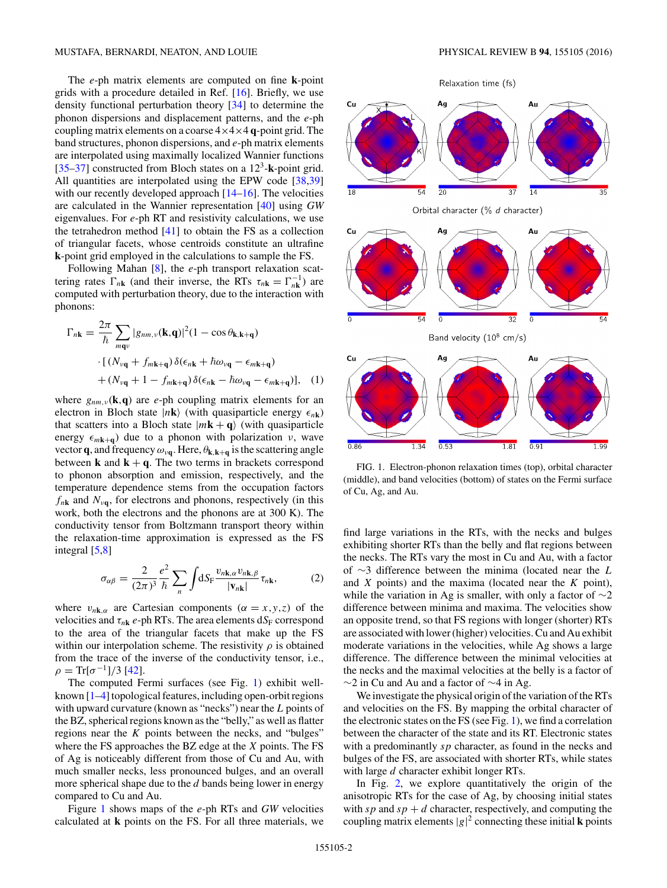The $e$-ph matrix elements are computed on fine $\mathbf{k}$-point grids with a procedure detailed in Ref. [16]. Briefly, we use density functional perturbation theory [34] to determine the phonon dispersions and displacement patterns, and the $e$-ph coupling matrix elements on a coarse $4\times4\times4$ $\mathbf{q}$-point grid. The band structures, phonon dispersions, and $e$-ph matrix elements are interpolated using maximally localized Wannier functions [35–37] constructed from Bloch states on a $12^3$-$\mathbf{k}$-point grid. All quantities are interpolated using the EPW code [38,39] with our recently developed approach [14–16]. The velocities are calculated in the Wannier representation [40] using *GW* eigenvalues. For $e$-ph RT and resistivity calculations, we use the tetrahedron method [41] to obtain the FS as a collection of triangular facets, whose centroids constitute an ultrafine $\mathbf{k}$-point grid employed in the calculations to sample the FS.

Following Mahan [8], the $e$-ph transport relaxation scattering rates $\Gamma_{n\mathbf{k}}$ (and their inverse, the RTs $\tau_{n\mathbf{k}} = \Gamma_{n\mathbf{k}}^{-1}$) are computed with perturbation theory, due to the interaction with phonons:

$$\Gamma_{n\mathbf{k}} = \frac{2\pi}{\hbar}\sum_{mq\nu}|g_{nm,\nu}(\mathbf{k},\mathbf{q})|^2(1-\cos\theta_{\mathbf{k},\mathbf{k}+\mathbf{q}}) \cdot [(N_{\nu\mathbf{q}} + f_{m\mathbf{k}+\mathbf{q}})\,\delta(\epsilon_{n\mathbf{k}} + \hbar\omega_{\nu\mathbf{q}} - \epsilon_{m\mathbf{k}+\mathbf{q}}) + (N_{\nu\mathbf{q}} + 1 - f_{m\mathbf{k}+\mathbf{q}})\,\delta(\epsilon_{n\mathbf{k}} - \hbar\omega_{\nu\mathbf{q}} - \epsilon_{m\mathbf{k}+\mathbf{q}})], \quad (1)$$

where $g_{nm,\nu}(\mathbf{k},\mathbf{q})$ are $e$-ph coupling matrix elements for an electron in Bloch state $|n\mathbf{k}\rangle$ (with quasiparticle energy $\epsilon_{n\mathbf{k}}$) that scatters into a Bloch state $|m\mathbf{k}+\mathbf{q}\rangle$ (with quasiparticle energy $\epsilon_{m\mathbf{k}+\mathbf{q}}$) due to a phonon with polarization $\nu$, wave vector $\mathbf{q}$, and frequency $\omega_{\nu\mathbf{q}}$. Here, $\theta_{\mathbf{k},\mathbf{k}+\mathbf{q}}$ is the scattering angle between $\mathbf{k}$ and $\mathbf{k}+\mathbf{q}$. The two terms in brackets correspond to phonon absorption and emission, respectively, and the temperature dependence stems from the occupation factors $f_{n\mathbf{k}}$ and $N_{\nu\mathbf{q}}$, for electrons and phonons, respectively (in this work, both the electrons and the phonons are at 300 K). The conductivity tensor from Boltzmann transport theory within the relaxation-time approximation is expressed as the FS integral [5,8]

$$\sigma_{\alpha\beta} = \frac{2}{(2\pi)^3}\frac{e^2}{\hbar}\sum_n \int \mathrm{d}S_\mathrm{F}\,\frac{v_{n\mathbf{k},\alpha}v_{n\mathbf{k},\beta}}{|\mathbf{v}_{n\mathbf{k}}|}\tau_{n\mathbf{k}}, \quad (2)$$

where $v_{n\mathbf{k},\alpha}$ are Cartesian components ($\alpha = x,y,z$) of the velocities and $\tau_{n\mathbf{k}}$ $e$-ph RTs. The area elements $\mathrm{d}S_\mathrm{F}$ correspond to the area of the triangular facets that make up the FS within our interpolation scheme. The resistivity $\rho$ is obtained from the trace of the inverse of the conductivity tensor, i.e., $\rho = \mathrm{Tr}[\sigma^{-1}]/3$ [42].

The computed Fermi surfaces (see Fig. 1) exhibit well-known [1–4] topological features, including open-orbit regions with upward curvature (known as "necks") near the $L$ points of the BZ, spherical regions known as the "belly," as well as flatter regions near the $K$ points between the necks, and "bulges" where the FS approaches the BZ edge at the $X$ points. The FS of Ag is noticeably different from those of Cu and Au, with much smaller necks, less pronounced bulges, and an overall more spherical shape due to the $d$ bands being lower in energy compared to Cu and Au.

Figure 1 shows maps of the $e$-ph RTs and *GW* velocities calculated at $\mathbf{k}$ points on the FS. For all three materials, we find large variations in the RTs, with the necks and bulges exhibiting shorter RTs than the belly and flat regions between the necks. The RTs vary the most in Cu and Au, with a factor of $\sim$3 difference between the minima (located near the $L$ and $X$ points) and the maxima (located near the $K$ point), while the variation in Ag is smaller, with only a factor of $\sim$2 difference between minima and maxima. The velocities show an opposite trend, so that FS regions with longer (shorter) RTs are associated with lower (higher) velocities. Cu and Au exhibit moderate variations in the velocities, while Ag shows a large difference. The difference between the minimal velocities at the necks and the maximal velocities at the belly is a factor of $\sim$2 in Cu and Au and a factor of $\sim$4 in Ag.

FIG. 1. Electron-phonon relaxation times (top), orbital character (middle), and band velocities (bottom) of states on the Fermi surface of Cu, Ag, and Au.

We investigate the physical origin of the variation of the RTs and velocities on the FS. By mapping the orbital character of the electronic states on the FS (see Fig. 1), we find a correlation between the character of the state and its RT. Electronic states with a predominantly $sp$ character, as found in the necks and bulges of the FS, are associated with shorter RTs, while states with large $d$ character exhibit longer RTs.

In Fig. 2, we explore quantitatively the origin of the anisotropic RTs for the case of Ag, by choosing initial states with $sp$ and $sp+d$ character, respectively, and computing the coupling matrix elements $|g|^2$ connecting these initial $\mathbf{k}$ points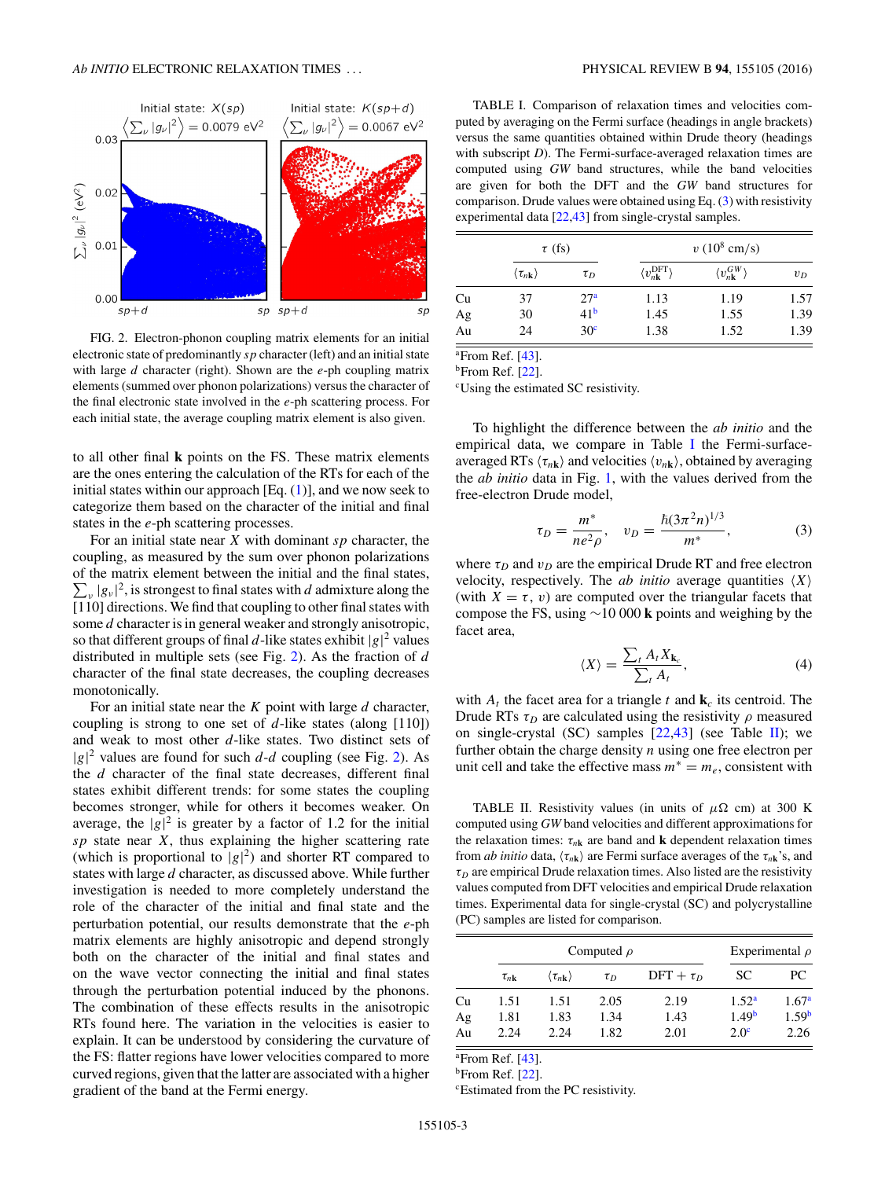FIG. 2. Electron-phonon coupling matrix elements for an initial electronic state of predominantly $sp$ character (left) and an initial state with large $d$ character (right). Shown are the $e$-ph coupling matrix elements (summed over phonon polarizations) versus the character of the final electronic state involved in the $e$-ph scattering process. For each initial state, the average coupling matrix element is also given.

to all other final $\mathbf{k}$ points on the FS. These matrix elements are the ones entering the calculation of the RTs for each of the initial states within our approach [Eq. (1)], and we now seek to categorize them based on the character of the initial and final states in the $e$-ph scattering processes.

For an initial state near $X$ with dominant $sp$ character, the coupling, as measured by the sum over phonon polarizations of the matrix element between the initial and the final states, $\sum_\nu |g_\nu|^2$, is strongest to final states with $d$ admixture along the [110] directions. We find that coupling to other final states with some $d$ character is in general weaker and strongly anisotropic, so that different groups of final $d$-like states exhibit $|g|^2$ values distributed in multiple sets (see Fig. 2). As the fraction of $d$ character of the final state decreases, the coupling decreases monotonically.

For an initial state near the $K$ point with large $d$ character, coupling is strong to one set of $d$-like states (along [110]) and weak to most other $d$-like states. Two distinct sets of $|g|^2$ values are found for such $d$-$d$ coupling (see Fig. 2). As the $d$ character of the final state decreases, different final states exhibit different trends: for some states the coupling becomes stronger, while for others it becomes weaker. On average, the $|g|^2$ is greater by a factor of 1.2 for the initial $sp$ state near $X$, thus explaining the higher scattering rate (which is proportional to $|g|^2$) and shorter RT compared to states with large $d$ character, as discussed above. While further investigation is needed to more completely understand the role of the character of the initial and final state and the perturbation potential, our results demonstrate that the $e$-ph matrix elements are highly anisotropic and depend strongly both on the character of the initial and final states and on the wave vector connecting the initial and final states through the perturbation potential induced by the phonons. The combination of these effects results in the anisotropic RTs found here. The variation in the velocities is easier to explain. It can be understood by considering the curvature of the FS: flatter regions have lower velocities compared to more curved regions, given that the latter are associated with a higher gradient of the band at the Fermi energy.

TABLE I. Comparison of relaxation times and velocities computed by averaging on the Fermi surface (headings in angle brackets) versus the same quantities obtained within Drude theory (headings with subscript $D$). The Fermi-surface-averaged relaxation times are computed using $GW$ band structures, while the band velocities are given for both the DFT and the $GW$ band structures for comparison. Drude values were obtained using Eq. (3) with resistivity experimental data [22,43] from single-crystal samples.

| | $\tau$ (fs) | | $v$ ($10^8$ cm/s) | | |
|---|---|---|---|---|---|
| | $\langle \tau_{n\mathbf{k}} \rangle$ | $\tau_D$ | $\langle v_{n\mathbf{k}}^{\mathrm{DFT}} \rangle$ | $\langle v_{n\mathbf{k}}^{GW} \rangle$ | $v_D$ |
| Cu | 37 | 27[a] | 1.13 | 1.19 | 1.57 |
| Ag | 30 | 41[b] | 1.45 | 1.55 | 1.39 |
| Au | 24 | 30[c] | 1.38 | 1.52 | 1.39 |

[a]From Ref. [43].
[b]From Ref. [22].
[c]Using the estimated SC resistivity.

To highlight the difference between the *ab initio* and the empirical data, we compare in Table I the Fermi-surface-averaged RTs $\langle \tau_{n\mathbf{k}} \rangle$ and velocities $\langle v_{n\mathbf{k}} \rangle$, obtained by averaging the *ab initio* data in Fig. 1, with the values derived from the free-electron Drude model,

$$\tau_D = \frac{m^*}{ne^2\rho}, \quad v_D = \frac{\hbar(3\pi^2 n)^{1/3}}{m^*}, \tag{3}$$

where $\tau_D$ and $v_D$ are the empirical Drude RT and free electron velocity, respectively. The *ab initio* average quantities $\langle X \rangle$ (with $X = \tau,\, v$) are computed over the triangular facets that compose the FS, using ~10 000 $\mathbf{k}$ points and weighing by the facet area,

$$\langle X \rangle = \frac{\sum_t A_t X_{\mathbf{k}_c}}{\sum_t A_t}, \tag{4}$$

with $A_t$ the facet area for a triangle $t$ and $\mathbf{k}_c$ its centroid. The Drude RTs $\tau_D$ are calculated using the resistivity $\rho$ measured on single-crystal (SC) samples [22,43] (see Table II); we further obtain the charge density $n$ using one free electron per unit cell and take the effective mass $m^* = m_e$, consistent with

TABLE II. Resistivity values (in units of $\mu\Omega$ cm) at 300 K computed using $GW$ band velocities and different approximations for the relaxation times: $\tau_{n\mathbf{k}}$ are band and $\mathbf{k}$ dependent relaxation times from *ab initio* data, $\langle \tau_{n\mathbf{k}} \rangle$ are Fermi surface averages of the $\tau_{n\mathbf{k}}$'s, and $\tau_D$ are empirical Drude relaxation times. Also listed are the resistivity values computed from DFT velocities and empirical Drude relaxation times. Experimental data for single-crystal (SC) and polycrystalline (PC) samples are listed for comparison.

| | Computed $\rho$ | | | | Experimental $\rho$ | |
|---|---|---|---|---|---|---|
| | $\tau_{n\mathbf{k}}$ | $\langle \tau_{n\mathbf{k}} \rangle$ | $\tau_D$ | DFT + $\tau_D$ | SC | PC |
| Cu | 1.51 | 1.51 | 2.05 | 2.19 | 1.52[a] | 1.67[a] |
| Ag | 1.81 | 1.83 | 1.34 | 1.43 | 1.49[b] | 1.59[b] |
| Au | 2.24 | 2.24 | 1.82 | 2.01 | 2.0[c] | 2.26 |

[a]From Ref. [43].
[b]From Ref. [22].
[c]Estimated from the PC resistivity.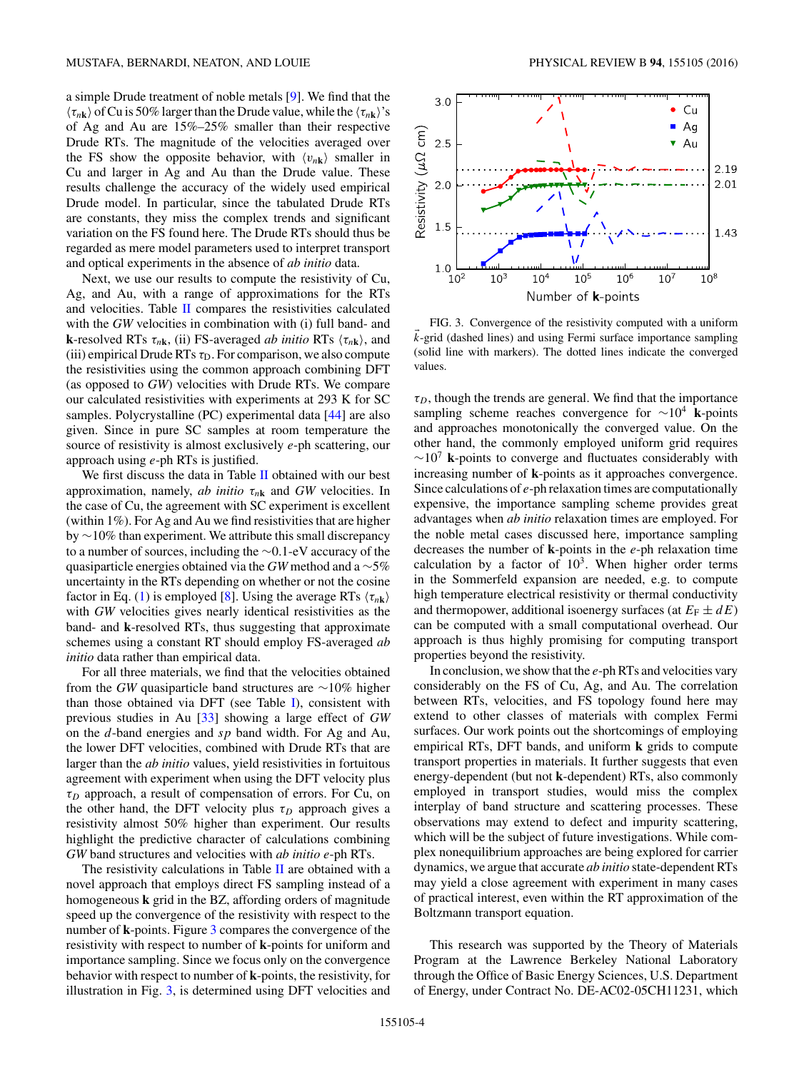a simple Drude treatment of noble metals [9]. We find that the $\langle\tau_{n\mathbf{k}}\rangle$ of Cu is 50% larger than the Drude value, while the $\langle\tau_{n\mathbf{k}}\rangle$'s of Ag and Au are 15%–25% smaller than their respective Drude RTs. The magnitude of the velocities averaged over the FS show the opposite behavior, with $\langle v_{n\mathbf{k}}\rangle$ smaller in Cu and larger in Ag and Au than the Drude value. These results challenge the accuracy of the widely used empirical Drude model. In particular, since the tabulated Drude RTs are constants, they miss the complex trends and significant variation on the FS found here. The Drude RTs should thus be regarded as mere model parameters used to interpret transport and optical experiments in the absence of *ab initio* data.

Next, we use our results to compute the resistivity of Cu, Ag, and Au, with a range of approximations for the RTs and velocities. Table II compares the resistivities calculated with the *GW* velocities in combination with (i) full band- and **k**-resolved RTs $\tau_{n\mathbf{k}}$, (ii) FS-averaged *ab initio* RTs $\langle\tau_{n\mathbf{k}}\rangle$, and (iii) empirical Drude RTs $\tau_{\mathrm{D}}$. For comparison, we also compute the resistivities using the common approach combining DFT (as opposed to *GW*) velocities with Drude RTs. We compare our calculated resistivities with experiments at 293 K for SC samples. Polycrystalline (PC) experimental data [44] are also given. Since in pure SC samples at room temperature the source of resistivity is almost exclusively *e*-ph scattering, our approach using *e*-ph RTs is justified.

We first discuss the data in Table II obtained with our best approximation, namely, *ab initio* $\tau_{n\mathbf{k}}$ and *GW* velocities. In the case of Cu, the agreement with SC experiment is excellent (within 1%). For Ag and Au we find resistivities that are higher by ~10% than experiment. We attribute this small discrepancy to a number of sources, including the ~0.1-eV accuracy of the quasiparticle energies obtained via the *GW* method and a ~5% uncertainty in the RTs depending on whether or not the cosine factor in Eq. (1) is employed [8]. Using the average RTs $\langle\tau_{n\mathbf{k}}\rangle$ with *GW* velocities gives nearly identical resistivities as the band- and **k**-resolved RTs, thus suggesting that approximate schemes using a constant RT should employ FS-averaged *ab initio* data rather than empirical data.

For all three materials, we find that the velocities obtained from the *GW* quasiparticle band structures are ~10% higher than those obtained via DFT (see Table I), consistent with previous studies in Au [33] showing a large effect of *GW* on the *d*-band energies and *sp* band width. For Ag and Au, the lower DFT velocities, combined with Drude RTs that are larger than the *ab initio* values, yield resistivities in fortuitous agreement with experiment when using the DFT velocity plus $\tau_D$ approach, a result of compensation of errors. For Cu, on the other hand, the DFT velocity plus $\tau_D$ approach gives a resistivity almost 50% higher than experiment. Our results highlight the predictive character of calculations combining *GW* band structures and velocities with *ab initio* *e*-ph RTs.

The resistivity calculations in Table II are obtained with a novel approach that employs direct FS sampling instead of a homogeneous **k** grid in the BZ, affording orders of magnitude speed up the convergence of the resistivity with respect to the number of **k**-points. Figure 3 compares the convergence of the resistivity with respect to number of **k**-points for uniform and importance sampling. Since we focus only on the convergence behavior with respect to number of **k**-points, the resistivity, for illustration in Fig. 3, is determined using DFT velocities and $\tau_D$, though the trends are general. We find that the importance sampling scheme reaches convergence for $\sim 10^4$ **k**-points and approaches monotonically the converged value. On the other hand, the commonly employed uniform grid requires $\sim 10^7$ **k**-points to converge and fluctuates considerably with increasing number of **k**-points as it approaches convergence. Since calculations of *e*-ph relaxation times are computationally expensive, the importance sampling scheme provides great advantages when *ab initio* relaxation times are employed. For the noble metal cases discussed here, importance sampling decreases the number of **k**-points in the *e*-ph relaxation time calculation by a factor of $10^3$. When higher order terms in the Sommerfeld expansion are needed, e.g. to compute high temperature electrical resistivity or thermal conductivity and thermopower, additional isoenergy surfaces (at $E_{\mathrm{F}} \pm dE$) can be computed with a small computational overhead. Our approach is thus highly promising for computing transport properties beyond the resistivity.

FIG. 3. Convergence of the resistivity computed with a uniform $\vec{k}$-grid (dashed lines) and using Fermi surface importance sampling (solid line with markers). The dotted lines indicate the converged values.

In conclusion, we show that the *e*-ph RTs and velocities vary considerably on the FS of Cu, Ag, and Au. The correlation between RTs, velocities, and FS topology found here may extend to other classes of materials with complex Fermi surfaces. Our work points out the shortcomings of employing empirical RTs, DFT bands, and uniform **k** grids to compute transport properties in materials. It further suggests that even energy-dependent (but not **k**-dependent) RTs, also commonly employed in transport studies, would miss the complex interplay of band structure and scattering processes. These observations may extend to defect and impurity scattering, which will be the subject of future investigations. While complex nonequilibrium approaches are being explored for carrier dynamics, we argue that accurate *ab initio* state-dependent RTs may yield a close agreement with experiment in many cases of practical interest, even within the RT approximation of the Boltzmann transport equation.

This research was supported by the Theory of Materials Program at the Lawrence Berkeley National Laboratory through the Office of Basic Energy Sciences, U.S. Department of Energy, under Contract No. DE-AC02-05CH11231, which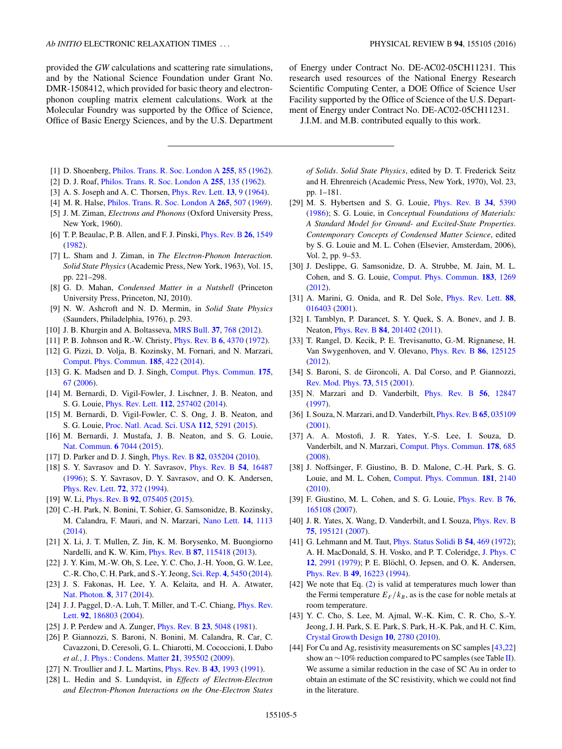provided the *GW* calculations and scattering rate simulations, and by the National Science Foundation under Grant No. DMR-1508412, which provided for basic theory and electron-phonon coupling matrix element calculations. Work at the Molecular Foundry was supported by the Office of Science, Office of Basic Energy Sciences, and by the U.S. Department of Energy under Contract No. DE-AC02-05CH11231. This research used resources of the National Energy Research Scientific Computing Center, a DOE Office of Science User Facility supported by the Office of Science of the U.S. Department of Energy under Contract No. DE-AC02-05CH11231.

J.I.M. and M.B. contributed equally to this work.

---

[1] D. Shoenberg, Philos. Trans. R. Soc. London A **255**, 85 (1962).

[2] D. J. Roaf, Philos. Trans. R. Soc. London A **255**, 135 (1962).

[3] A. S. Joseph and A. C. Thorsen, Phys. Rev. Lett. **13**, 9 (1964).

[4] M. R. Halse, Philos. Trans. R. Soc. London A **265**, 507 (1969).

[5] J. M. Ziman, *Electrons and Phonons* (Oxford University Press, New York, 1960).

[6] T. P. Beaulac, P. B. Allen, and F. J. Pinski, Phys. Rev. B **26**, 1549 (1982).

[7] L. Sham and J. Ziman, in *The Electron-Phonon Interaction. Solid State Physics* (Academic Press, New York, 1963), Vol. 15, pp. 221–298.

[8] G. D. Mahan, *Condensed Matter in a Nutshell* (Princeton University Press, Princeton, NJ, 2010).

[9] N. W. Ashcroft and N. D. Mermin, in *Solid State Physics* (Saunders, Philadelphia, 1976), p. 293.

[10] J. B. Khurgin and A. Boltasseva, MRS Bull. **37**, 768 (2012).

[11] P. B. Johnson and R.-W. Christy, Phys. Rev. B **6**, 4370 (1972).

[12] G. Pizzi, D. Volja, B. Kozinsky, M. Fornari, and N. Marzari, Comput. Phys. Commun. **185**, 422 (2014).

[13] G. K. Madsen and D. J. Singh, Comput. Phys. Commun. **175**, 67 (2006).

[14] M. Bernardi, D. Vigil-Fowler, J. Lischner, J. B. Neaton, and S. G. Louie, Phys. Rev. Lett. **112**, 257402 (2014).

[15] M. Bernardi, D. Vigil-Fowler, C. S. Ong, J. B. Neaton, and S. G. Louie, Proc. Natl. Acad. Sci. USA **112**, 5291 (2015).

[16] M. Bernardi, J. Mustafa, J. B. Neaton, and S. G. Louie, Nat. Commun. **6** 7044 (2015).

[17] D. Parker and D. J. Singh, Phys. Rev. B **82**, 035204 (2010).

[18] S. Y. Savrasov and D. Y. Savrasov, Phys. Rev. B **54**, 16487 (1996); S. Y. Savrasov, D. Y. Savrasov, and O. K. Andersen, Phys. Rev. Lett. **72**, 372 (1994).

[19] W. Li, Phys. Rev. B **92**, 075405 (2015).

[20] C.-H. Park, N. Bonini, T. Sohier, G. Samsonidze, B. Kozinsky, M. Calandra, F. Mauri, and N. Marzari, Nano Lett. **14**, 1113 (2014).

[21] X. Li, J. T. Mullen, Z. Jin, K. M. Borysenko, M. Buongiorno Nardelli, and K. W. Kim, Phys. Rev. B **87**, 115418 (2013).

[22] J. Y. Kim, M.-W. Oh, S. Lee, Y. C. Cho, J.-H. Yoon, G. W. Lee, C.-R. Cho, C. H. Park, and S.-Y. Jeong, Sci. Rep. **4**, 5450 (2014).

[23] J. S. Fakonas, H. Lee, Y. A. Kelaita, and H. A. Atwater, Nat. Photon. **8**, 317 (2014).

[24] J. J. Paggel, D.-A. Luh, T. Miller, and T.-C. Chiang, Phys. Rev. Lett. **92**, 186803 (2004).

[25] J. P. Perdew and A. Zunger, Phys. Rev. B **23**, 5048 (1981).

[26] P. Giannozzi, S. Baroni, N. Bonini, M. Calandra, R. Car, C. Cavazzoni, D. Ceresoli, G. L. Chiarotti, M. Cococcioni, I. Dabo *et al.*, J. Phys.: Condens. Matter **21**, 395502 (2009).

[27] N. Troullier and J. L. Martins, Phys. Rev. B **43**, 1993 (1991).

[28] L. Hedin and S. Lundqvist, in *Effects of Electron-Electron and Electron-Phonon Interactions on the One-Electron States of Solids. Solid State Physics*, edited by D. T. Frederick Seitz and H. Ehrenreich (Academic Press, New York, 1970), Vol. 23, pp. 1–181.

[29] M. S. Hybertsen and S. G. Louie, Phys. Rev. B **34**, 5390 (1986); S. G. Louie, in *Conceptual Foundations of Materials: A Standard Model for Ground- and Excited-State Properties. Contemporary Concepts of Condensed Matter Science*, edited by S. G. Louie and M. L. Cohen (Elsevier, Amsterdam, 2006), Vol. 2, pp. 9–53.

[30] J. Deslippe, G. Samsonidze, D. A. Strubbe, M. Jain, M. L. Cohen, and S. G. Louie, Comput. Phys. Commun. **183**, 1269 (2012).

[31] A. Marini, G. Onida, and R. Del Sole, Phys. Rev. Lett. **88**, 016403 (2001).

[32] I. Tamblyn, P. Darancet, S. Y. Quek, S. A. Bonev, and J. B. Neaton, Phys. Rev. B **84**, 201402 (2011).

[33] T. Rangel, D. Kecik, P. E. Trevisanutto, G.-M. Rignanese, H. Van Swygenhoven, and V. Olevano, Phys. Rev. B **86**, 125125 (2012).

[34] S. Baroni, S. de Gironcoli, A. Dal Corso, and P. Giannozzi, Rev. Mod. Phys. **73**, 515 (2001).

[35] N. Marzari and D. Vanderbilt, Phys. Rev. B **56**, 12847 (1997).

[36] I. Souza, N. Marzari, and D. Vanderbilt, Phys. Rev. B **65**, 035109 (2001).

[37] A. A. Mostofi, J. R. Yates, Y.-S. Lee, I. Souza, D. Vanderbilt, and N. Marzari, Comput. Phys. Commun. **178**, 685 (2008).

[38] J. Noffsinger, F. Giustino, B. D. Malone, C.-H. Park, S. G. Louie, and M. L. Cohen, Comput. Phys. Commun. **181**, 2140 (2010).

[39] F. Giustino, M. L. Cohen, and S. G. Louie, Phys. Rev. B **76**, 165108 (2007).

[40] J. R. Yates, X. Wang, D. Vanderbilt, and I. Souza, Phys. Rev. B **75**, 195121 (2007).

[41] G. Lehmann and M. Taut, Phys. Status Solidi B **54**, 469 (1972); A. H. MacDonald, S. H. Vosko, and P. T. Coleridge, J. Phys. C **12**, 2991 (1979); P. E. Blöchl, O. Jepsen, and O. K. Andersen, Phys. Rev. B **49**, 16223 (1994).

[42] We note that Eq. (2) is valid at temperatures much lower than the Fermi temperature $E_F/k_B$, as is the case for noble metals at room temperature.

[43] Y. C. Cho, S. Lee, M. Ajmal, W.-K. Kim, C. R. Cho, S.-Y. Jeong, J. H. Park, S. E. Park, S. Park, H.-K. Pak, and H. C. Kim, Crystal Growth Design **10**, 2780 (2010).

[44] For Cu and Ag, resistivity measurements on SC samples [43,22] show an ∼10% reduction compared to PC samples (see Table II). We assume a similar reduction in the case of SC Au in order to obtain an estimate of the SC resistivity, which we could not find in the literature.